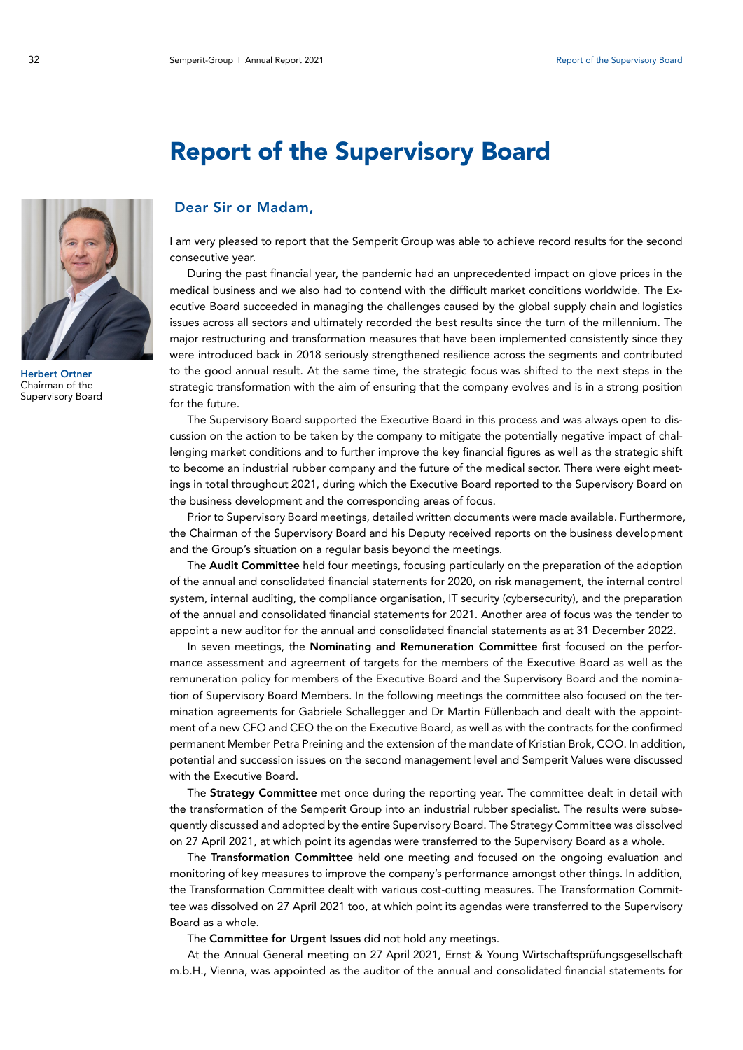# Report of the Supervisory Board

**Herbert Ortner**
Chairman of the Supervisory Board

## Dear Sir or Madam,

I am very pleased to report that the Semperit Group was able to achieve record results for the second consecutive year.

During the past financial year, the pandemic had an unprecedented impact on glove prices in the medical business and we also had to contend with the difficult market conditions worldwide. The Executive Board succeeded in managing the challenges caused by the global supply chain and logistics issues across all sectors and ultimately recorded the best results since the turn of the millennium. The major restructuring and transformation measures that have been implemented consistently since they were introduced back in 2018 seriously strengthened resilience across the segments and contributed to the good annual result. At the same time, the strategic focus was shifted to the next steps in the strategic transformation with the aim of ensuring that the company evolves and is in a strong position for the future.

The Supervisory Board supported the Executive Board in this process and was always open to discussion on the action to be taken by the company to mitigate the potentially negative impact of challenging market conditions and to further improve the key financial figures as well as the strategic shift to become an industrial rubber company and the future of the medical sector. There were eight meetings in total throughout 2021, during which the Executive Board reported to the Supervisory Board on the business development and the corresponding areas of focus.

Prior to Supervisory Board meetings, detailed written documents were made available. Furthermore, the Chairman of the Supervisory Board and his Deputy received reports on the business development and the Group's situation on a regular basis beyond the meetings.

The **Audit Committee** held four meetings, focusing particularly on the preparation of the adoption of the annual and consolidated financial statements for 2020, on risk management, the internal control system, internal auditing, the compliance organisation, IT security (cybersecurity), and the preparation of the annual and consolidated financial statements for 2021. Another area of focus was the tender to appoint a new auditor for the annual and consolidated financial statements as at 31 December 2022.

In seven meetings, the **Nominating and Remuneration Committee** first focused on the performance assessment and agreement of targets for the members of the Executive Board as well as the remuneration policy for members of the Executive Board and the Supervisory Board and the nomination of Supervisory Board Members. In the following meetings the committee also focused on the termination agreements for Gabriele Schallegger and Dr Martin Füllenbach and dealt with the appointment of a new CFO and CEO the on the Executive Board, as well as with the contracts for the confirmed permanent Member Petra Preining and the extension of the mandate of Kristian Brok, COO. In addition, potential and succession issues on the second management level and Semperit Values were discussed with the Executive Board.

The **Strategy Committee** met once during the reporting year. The committee dealt in detail with the transformation of the Semperit Group into an industrial rubber specialist. The results were subsequently discussed and adopted by the entire Supervisory Board. The Strategy Committee was dissolved on 27 April 2021, at which point its agendas were transferred to the Supervisory Board as a whole.

The **Transformation Committee** held one meeting and focused on the ongoing evaluation and monitoring of key measures to improve the company's performance amongst other things. In addition, the Transformation Committee dealt with various cost-cutting measures. The Transformation Committee was dissolved on 27 April 2021 too, at which point its agendas were transferred to the Supervisory Board as a whole.

The **Committee for Urgent Issues** did not hold any meetings.

At the Annual General meeting on 27 April 2021, Ernst & Young Wirtschaftsprüfungsgesellschaft m.b.H., Vienna, was appointed as the auditor of the annual and consolidated financial statements for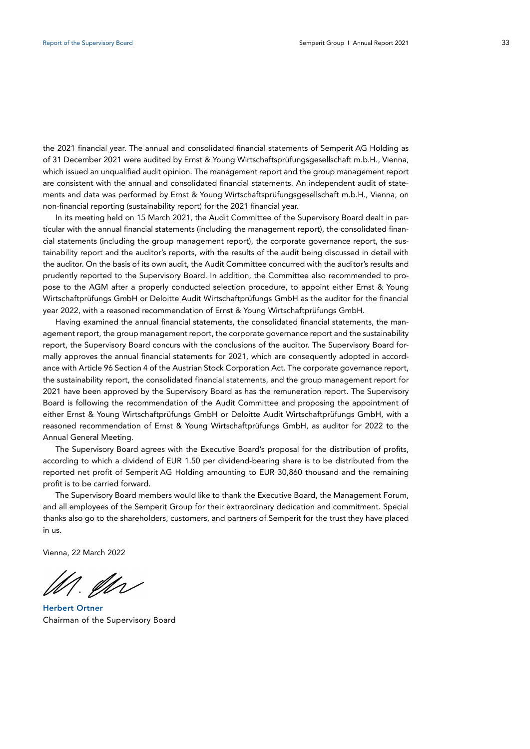the 2021 financial year. The annual and consolidated financial statements of Semperit AG Holding as of 31 December 2021 were audited by Ernst & Young Wirtschaftsprüfungsgesellschaft m.b.H., Vienna, which issued an unqualified audit opinion. The management report and the group management report are consistent with the annual and consolidated financial statements. An independent audit of statements and data was performed by Ernst & Young Wirtschaftsprüfungsgesellschaft m.b.H., Vienna, on non-financial reporting (sustainability report) for the 2021 financial year.

In its meeting held on 15 March 2021, the Audit Committee of the Supervisory Board dealt in particular with the annual financial statements (including the management report), the consolidated financial statements (including the group management report), the corporate governance report, the sustainability report and the auditor's reports, with the results of the audit being discussed in detail with the auditor. On the basis of its own audit, the Audit Committee concurred with the auditor's results and prudently reported to the Supervisory Board. In addition, the Committee also recommended to propose to the AGM after a properly conducted selection procedure, to appoint either Ernst & Young Wirtschaftprüfungs GmbH or Deloitte Audit Wirtschaftprüfungs GmbH as the auditor for the financial year 2022, with a reasoned recommendation of Ernst & Young Wirtschaftprüfungs GmbH.

Having examined the annual financial statements, the consolidated financial statements, the management report, the group management report, the corporate governance report and the sustainability report, the Supervisory Board concurs with the conclusions of the auditor. The Supervisory Board formally approves the annual financial statements for 2021, which are consequently adopted in accordance with Article 96 Section 4 of the Austrian Stock Corporation Act. The corporate governance report, the sustainability report, the consolidated financial statements, and the group management report for 2021 have been approved by the Supervisory Board as has the remuneration report. The Supervisory Board is following the recommendation of the Audit Committee and proposing the appointment of either Ernst & Young Wirtschaftprüfungs GmbH or Deloitte Audit Wirtschaftprüfungs GmbH, with a reasoned recommendation of Ernst & Young Wirtschaftprüfungs GmbH, as auditor for 2022 to the Annual General Meeting.

The Supervisory Board agrees with the Executive Board's proposal for the distribution of profits, according to which a dividend of EUR 1.50 per dividend-bearing share is to be distributed from the reported net profit of Semperit AG Holding amounting to EUR 30,860 thousand and the remaining profit is to be carried forward.

The Supervisory Board members would like to thank the Executive Board, the Management Forum, and all employees of the Semperit Group for their extraordinary dedication and commitment. Special thanks also go to the shareholders, customers, and partners of Semperit for the trust they have placed in us.

Vienna, 22 March 2022

**Herbert Ortner**
Chairman of the Supervisory Board